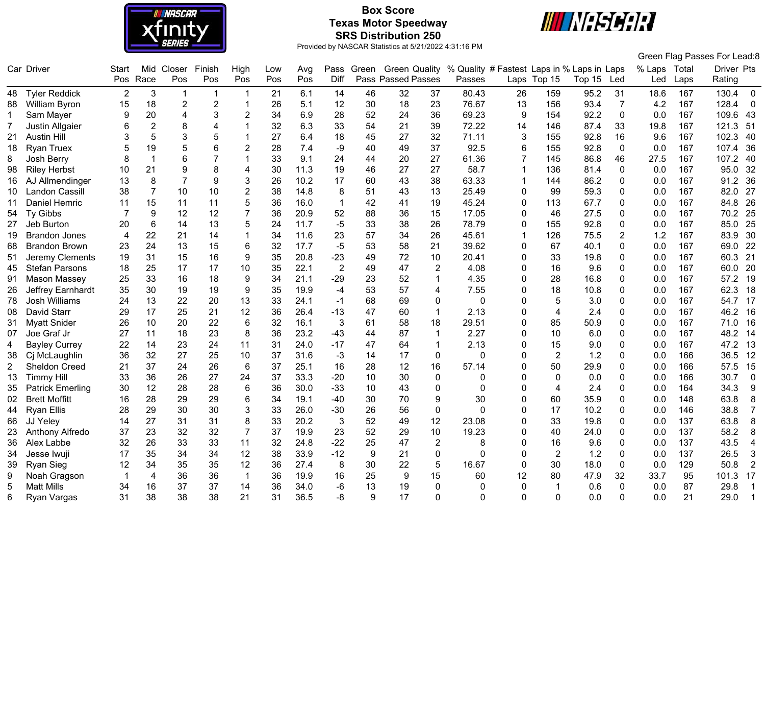# Box Score

## Texas Motor Speedway

## SRS Distribution 250

Provided by NASCAR Statistics at 5/21/2022 4:31:16 PM

Green Flag Passes For Lead:8

| Car | Driver | Start Pos | Mid Race | Closer Pos | Finish Pos | High Pos | Low Pos | Avg Pos | Pass Diff | Green Pass | Green Passed | Quality Passes | % Quality Passes | # Fastest Laps | Laps in Top 15 | % Laps in Top 15 | Laps Led | % Laps Led | Total Laps | Driver Rating | Pts |
|---|---|---|---|---|---|---|---|---|---|---|---|---|---|---|---|---|---|---|---|---|---|
| 48 | Tyler Reddick | 2 | 3 | 1 | 1 | 1 | 21 | 6.1 | 14 | 46 | 32 | 37 | 80.43 | 26 | 159 | 95.2 | 31 | 18.6 | 167 | 130.4 | 0 |
| 88 | William Byron | 15 | 18 | 2 | 2 | 1 | 26 | 5.1 | 12 | 30 | 18 | 23 | 76.67 | 13 | 156 | 93.4 | 7 | 4.2 | 167 | 128.4 | 0 |
| 1 | Sam Mayer | 9 | 20 | 4 | 3 | 2 | 34 | 6.9 | 28 | 52 | 24 | 36 | 69.23 | 9 | 154 | 92.2 | 0 | 0.0 | 167 | 109.6 | 43 |
| 7 | Justin Allgaier | 6 | 2 | 8 | 4 | 1 | 32 | 6.3 | 33 | 54 | 21 | 39 | 72.22 | 14 | 146 | 87.4 | 33 | 19.8 | 167 | 121.3 | 51 |
| 21 | Austin Hill | 3 | 5 | 3 | 5 | 1 | 27 | 6.4 | 18 | 45 | 27 | 32 | 71.11 | 3 | 155 | 92.8 | 16 | 9.6 | 167 | 102.3 | 40 |
| 18 | Ryan Truex | 5 | 19 | 5 | 6 | 2 | 28 | 7.4 | -9 | 40 | 49 | 37 | 92.5 | 6 | 155 | 92.8 | 0 | 0.0 | 167 | 107.4 | 36 |
| 8 | Josh Berry | 8 | 1 | 6 | 7 | 1 | 33 | 9.1 | 24 | 44 | 20 | 27 | 61.36 | 7 | 145 | 86.8 | 46 | 27.5 | 167 | 107.2 | 40 |
| 98 | Riley Herbst | 10 | 21 | 9 | 8 | 4 | 30 | 11.3 | 19 | 46 | 27 | 27 | 58.7 | 1 | 136 | 81.4 | 0 | 0.0 | 167 | 95.0 | 32 |
| 16 | AJ Allmendinger | 13 | 8 | 7 | 9 | 3 | 26 | 10.2 | 17 | 60 | 43 | 38 | 63.33 | 1 | 144 | 86.2 | 0 | 0.0 | 167 | 91.2 | 36 |
| 10 | Landon Cassill | 38 | 7 | 10 | 10 | 2 | 38 | 14.8 | 8 | 51 | 43 | 13 | 25.49 | 0 | 99 | 59.3 | 0 | 0.0 | 167 | 82.0 | 27 |
| 11 | Daniel Hemric | 11 | 15 | 11 | 11 | 5 | 36 | 16.0 | 1 | 42 | 41 | 19 | 45.24 | 0 | 113 | 67.7 | 0 | 0.0 | 167 | 84.8 | 26 |
| 54 | Ty Gibbs | 7 | 9 | 12 | 12 | 7 | 36 | 20.9 | 52 | 88 | 36 | 15 | 17.05 | 0 | 46 | 27.5 | 0 | 0.0 | 167 | 70.2 | 25 |
| 27 | Jeb Burton | 20 | 6 | 14 | 13 | 5 | 24 | 11.7 | -5 | 33 | 38 | 26 | 78.79 | 0 | 155 | 92.8 | 0 | 0.0 | 167 | 85.0 | 25 |
| 19 | Brandon Jones | 4 | 22 | 21 | 14 | 1 | 34 | 11.6 | 23 | 57 | 34 | 26 | 45.61 | 1 | 126 | 75.5 | 2 | 1.2 | 167 | 83.9 | 30 |
| 68 | Brandon Brown | 23 | 24 | 13 | 15 | 6 | 32 | 17.7 | -5 | 53 | 58 | 21 | 39.62 | 0 | 67 | 40.1 | 0 | 0.0 | 167 | 69.0 | 22 |
| 51 | Jeremy Clements | 19 | 31 | 15 | 16 | 9 | 35 | 20.8 | -23 | 49 | 72 | 10 | 20.41 | 0 | 33 | 19.8 | 0 | 0.0 | 167 | 60.3 | 21 |
| 45 | Stefan Parsons | 18 | 25 | 17 | 17 | 10 | 35 | 22.1 | 2 | 49 | 47 | 2 | 4.08 | 0 | 16 | 9.6 | 0 | 0.0 | 167 | 60.0 | 20 |
| 91 | Mason Massey | 25 | 33 | 16 | 18 | 9 | 34 | 21.1 | -29 | 23 | 52 | 1 | 4.35 | 0 | 28 | 16.8 | 0 | 0.0 | 167 | 57.2 | 19 |
| 26 | Jeffrey Earnhardt | 35 | 30 | 19 | 19 | 9 | 35 | 19.9 | -4 | 53 | 57 | 4 | 7.55 | 0 | 18 | 10.8 | 0 | 0.0 | 167 | 62.3 | 18 |
| 78 | Josh Williams | 24 | 13 | 22 | 20 | 13 | 33 | 24.1 | -1 | 68 | 69 | 0 | 0 | 0 | 5 | 3.0 | 0 | 0.0 | 167 | 54.7 | 17 |
| 08 | David Starr | 29 | 17 | 25 | 21 | 12 | 36 | 26.4 | -13 | 47 | 60 | 1 | 2.13 | 0 | 4 | 2.4 | 0 | 0.0 | 167 | 46.2 | 16 |
| 31 | Myatt Snider | 26 | 10 | 20 | 22 | 6 | 32 | 16.1 | 3 | 61 | 58 | 18 | 29.51 | 0 | 85 | 50.9 | 0 | 0.0 | 167 | 71.0 | 16 |
| 07 | Joe Graf Jr | 27 | 11 | 18 | 23 | 8 | 36 | 23.2 | -43 | 44 | 87 | 1 | 2.27 | 0 | 10 | 6.0 | 0 | 0.0 | 167 | 48.2 | 14 |
| 4 | Bayley Currey | 22 | 14 | 23 | 24 | 11 | 31 | 24.0 | -17 | 47 | 64 | 1 | 2.13 | 0 | 15 | 9.0 | 0 | 0.0 | 167 | 47.2 | 13 |
| 38 | Cj McLaughlin | 36 | 32 | 27 | 25 | 10 | 37 | 31.6 | -3 | 14 | 17 | 0 | 0 | 0 | 2 | 1.2 | 0 | 0.0 | 166 | 36.5 | 12 |
| 2 | Sheldon Creed | 21 | 37 | 24 | 26 | 6 | 37 | 25.1 | 16 | 28 | 12 | 16 | 57.14 | 0 | 50 | 29.9 | 0 | 0.0 | 166 | 57.5 | 15 |
| 13 | Timmy Hill | 33 | 36 | 26 | 27 | 24 | 37 | 33.3 | -20 | 10 | 30 | 0 | 0 | 0 | 0 | 0.0 | 0 | 0.0 | 166 | 30.7 | 0 |
| 35 | Patrick Emerling | 30 | 12 | 28 | 28 | 6 | 36 | 30.0 | -33 | 10 | 43 | 0 | 0 | 0 | 4 | 2.4 | 0 | 0.0 | 164 | 34.3 | 9 |
| 02 | Brett Moffitt | 16 | 28 | 29 | 29 | 6 | 34 | 19.1 | -40 | 30 | 70 | 9 | 30 | 0 | 60 | 35.9 | 0 | 0.0 | 148 | 63.8 | 8 |
| 44 | Ryan Ellis | 28 | 29 | 30 | 30 | 3 | 33 | 26.0 | -30 | 26 | 56 | 0 | 0 | 0 | 17 | 10.2 | 0 | 0.0 | 146 | 38.8 | 7 |
| 66 | JJ Yeley | 14 | 27 | 31 | 31 | 8 | 33 | 20.2 | 3 | 52 | 49 | 12 | 23.08 | 0 | 33 | 19.8 | 0 | 0.0 | 137 | 63.8 | 8 |
| 23 | Anthony Alfredo | 37 | 23 | 32 | 32 | 7 | 37 | 19.9 | 23 | 52 | 29 | 10 | 19.23 | 0 | 40 | 24.0 | 0 | 0.0 | 137 | 58.2 | 8 |
| 36 | Alex Labbe | 32 | 26 | 33 | 33 | 11 | 32 | 24.8 | -22 | 25 | 47 | 2 | 8 | 0 | 16 | 9.6 | 0 | 0.0 | 137 | 43.5 | 4 |
| 34 | Jesse Iwuji | 17 | 35 | 34 | 34 | 12 | 38 | 33.9 | -12 | 9 | 21 | 0 | 0 | 0 | 2 | 1.2 | 0 | 0.0 | 137 | 26.5 | 3 |
| 39 | Ryan Sieg | 12 | 34 | 35 | 35 | 12 | 36 | 27.4 | 8 | 30 | 22 | 5 | 16.67 | 0 | 30 | 18.0 | 0 | 0.0 | 129 | 50.8 | 2 |
| 9 | Noah Gragson | 1 | 4 | 36 | 36 | 1 | 36 | 19.9 | 16 | 25 | 9 | 15 | 60 | 12 | 80 | 47.9 | 32 | 33.7 | 95 | 101.3 | 17 |
| 5 | Matt Mills | 34 | 16 | 37 | 37 | 14 | 36 | 34.0 | -6 | 13 | 19 | 0 | 0 | 0 | 1 | 0.6 | 0 | 0.0 | 87 | 29.8 | 1 |
| 6 | Ryan Vargas | 31 | 38 | 38 | 38 | 21 | 31 | 36.5 | -8 | 9 | 17 | 0 | 0 | 0 | 0 | 0.0 | 0 | 0.0 | 21 | 29.0 | 1 |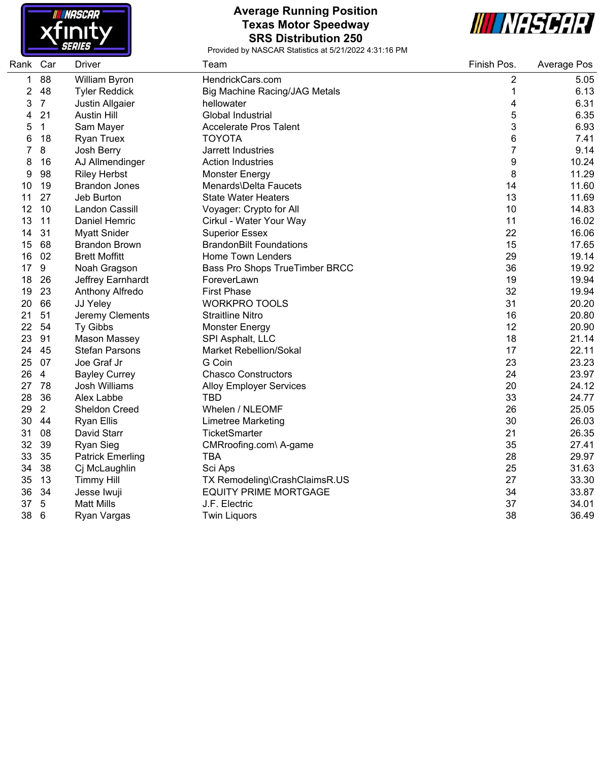# Average Running Position

## Texas Motor Speedway

## SRS Distribution 250

Provided by NASCAR Statistics at 5/21/2022 4:31:16 PM

| Rank | Car | Driver | Team | Finish Pos. | Average Pos |
|---|---|---|---|---|---|
| 1 | 88 | William Byron | HendrickCars.com | 2 | 5.05 |
| 2 | 48 | Tyler Reddick | Big Machine Racing/JAG Metals | 1 | 6.13 |
| 3 | 7 | Justin Allgaier | hellowater | 4 | 6.31 |
| 4 | 21 | Austin Hill | Global Industrial | 5 | 6.35 |
| 5 | 1 | Sam Mayer | Accelerate Pros Talent | 3 | 6.93 |
| 6 | 18 | Ryan Truex | TOYOTA | 6 | 7.41 |
| 7 | 8 | Josh Berry | Jarrett Industries | 7 | 9.14 |
| 8 | 16 | AJ Allmendinger | Action Industries | 9 | 10.24 |
| 9 | 98 | Riley Herbst | Monster Energy | 8 | 11.29 |
| 10 | 19 | Brandon Jones | Menards\Delta Faucets | 14 | 11.60 |
| 11 | 27 | Jeb Burton | State Water Heaters | 13 | 11.69 |
| 12 | 10 | Landon Cassill | Voyager: Crypto for All | 10 | 14.83 |
| 13 | 11 | Daniel Hemric | Cirkul - Water Your Way | 11 | 16.02 |
| 14 | 31 | Myatt Snider | Superior Essex | 22 | 16.06 |
| 15 | 68 | Brandon Brown | BrandonBilt Foundations | 15 | 17.65 |
| 16 | 02 | Brett Moffitt | Home Town Lenders | 29 | 19.14 |
| 17 | 9 | Noah Gragson | Bass Pro Shops TrueTimber BRCC | 36 | 19.92 |
| 18 | 26 | Jeffrey Earnhardt | ForeverLawn | 19 | 19.94 |
| 19 | 23 | Anthony Alfredo | First Phase | 32 | 19.94 |
| 20 | 66 | JJ Yeley | WORKPRO TOOLS | 31 | 20.20 |
| 21 | 51 | Jeremy Clements | Straitline Nitro | 16 | 20.80 |
| 22 | 54 | Ty Gibbs | Monster Energy | 12 | 20.90 |
| 23 | 91 | Mason Massey | SPI Asphalt, LLC | 18 | 21.14 |
| 24 | 45 | Stefan Parsons | Market Rebellion/Sokal | 17 | 22.11 |
| 25 | 07 | Joe Graf Jr | G Coin | 23 | 23.23 |
| 26 | 4 | Bayley Currey | Chasco Constructors | 24 | 23.97 |
| 27 | 78 | Josh Williams | Alloy Employer Services | 20 | 24.12 |
| 28 | 36 | Alex Labbe | TBD | 33 | 24.77 |
| 29 | 2 | Sheldon Creed | Whelen / NLEOMF | 26 | 25.05 |
| 30 | 44 | Ryan Ellis | Limetree Marketing | 30 | 26.03 |
| 31 | 08 | David Starr | TicketSmarter | 21 | 26.35 |
| 32 | 39 | Ryan Sieg | CMRroofing.com\ A-game | 35 | 27.41 |
| 33 | 35 | Patrick Emerling | TBA | 28 | 29.97 |
| 34 | 38 | Cj McLaughlin | Sci Aps | 25 | 31.63 |
| 35 | 13 | Timmy Hill | TX Remodeling\CrashClaimsR.US | 27 | 33.30 |
| 36 | 34 | Jesse Iwuji | EQUITY PRIME MORTGAGE | 34 | 33.87 |
| 37 | 5 | Matt Mills | J.F. Electric | 37 | 34.01 |
| 38 | 6 | Ryan Vargas | Twin Liquors | 38 | 36.49 |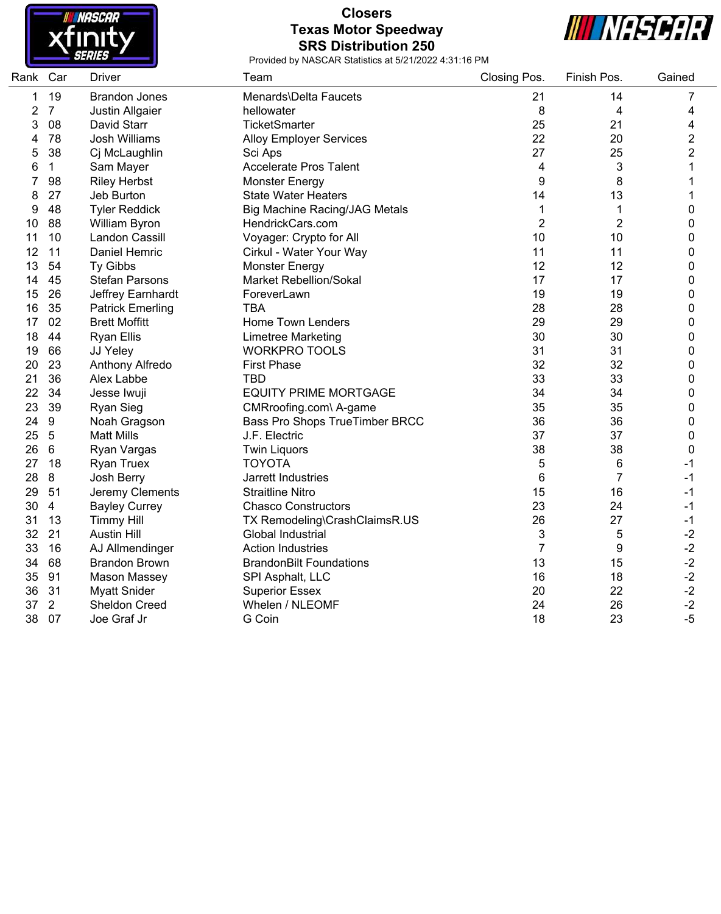# Closers
## Texas Motor Speedway
## SRS Distribution 250

Provided by NASCAR Statistics at 5/21/2022 4:31:16 PM

| Rank | Car | Driver | Team | Closing Pos. | Finish Pos. | Gained |
|---|---|---|---|---|---|---|
| 1 | 19 | Brandon Jones | Menards\Delta Faucets | 21 | 14 | 7 |
| 2 | 7 | Justin Allgaier | hellowater | 8 | 4 | 4 |
| 3 | 08 | David Starr | TicketSmarter | 25 | 21 | 4 |
| 4 | 78 | Josh Williams | Alloy Employer Services | 22 | 20 | 2 |
| 5 | 38 | Cj McLaughlin | Sci Aps | 27 | 25 | 2 |
| 6 | 1 | Sam Mayer | Accelerate Pros Talent | 4 | 3 | 1 |
| 7 | 98 | Riley Herbst | Monster Energy | 9 | 8 | 1 |
| 8 | 27 | Jeb Burton | State Water Heaters | 14 | 13 | 1 |
| 9 | 48 | Tyler Reddick | Big Machine Racing/JAG Metals | 1 | 1 | 0 |
| 10 | 88 | William Byron | HendrickCars.com | 2 | 2 | 0 |
| 11 | 10 | Landon Cassill | Voyager: Crypto for All | 10 | 10 | 0 |
| 12 | 11 | Daniel Hemric | Cirkul - Water Your Way | 11 | 11 | 0 |
| 13 | 54 | Ty Gibbs | Monster Energy | 12 | 12 | 0 |
| 14 | 45 | Stefan Parsons | Market Rebellion/Sokal | 17 | 17 | 0 |
| 15 | 26 | Jeffrey Earnhardt | ForeverLawn | 19 | 19 | 0 |
| 16 | 35 | Patrick Emerling | TBA | 28 | 28 | 0 |
| 17 | 02 | Brett Moffitt | Home Town Lenders | 29 | 29 | 0 |
| 18 | 44 | Ryan Ellis | Limetree Marketing | 30 | 30 | 0 |
| 19 | 66 | JJ Yeley | WORKPRO TOOLS | 31 | 31 | 0 |
| 20 | 23 | Anthony Alfredo | First Phase | 32 | 32 | 0 |
| 21 | 36 | Alex Labbe | TBD | 33 | 33 | 0 |
| 22 | 34 | Jesse Iwuji | EQUITY PRIME MORTGAGE | 34 | 34 | 0 |
| 23 | 39 | Ryan Sieg | CMRroofing.com\ A-game | 35 | 35 | 0 |
| 24 | 9 | Noah Gragson | Bass Pro Shops TrueTimber BRCC | 36 | 36 | 0 |
| 25 | 5 | Matt Mills | J.F. Electric | 37 | 37 | 0 |
| 26 | 6 | Ryan Vargas | Twin Liquors | 38 | 38 | 0 |
| 27 | 18 | Ryan Truex | TOYOTA | 5 | 6 | -1 |
| 28 | 8 | Josh Berry | Jarrett Industries | 6 | 7 | -1 |
| 29 | 51 | Jeremy Clements | Straitline Nitro | 15 | 16 | -1 |
| 30 | 4 | Bayley Currey | Chasco Constructors | 23 | 24 | -1 |
| 31 | 13 | Timmy Hill | TX Remodeling\CrashClaimsR.US | 26 | 27 | -1 |
| 32 | 21 | Austin Hill | Global Industrial | 3 | 5 | -2 |
| 33 | 16 | AJ Allmendinger | Action Industries | 7 | 9 | -2 |
| 34 | 68 | Brandon Brown | BrandonBilt Foundations | 13 | 15 | -2 |
| 35 | 91 | Mason Massey | SPI Asphalt, LLC | 16 | 18 | -2 |
| 36 | 31 | Myatt Snider | Superior Essex | 20 | 22 | -2 |
| 37 | 2 | Sheldon Creed | Whelen / NLEOMF | 24 | 26 | -2 |
| 38 | 07 | Joe Graf Jr | G Coin | 18 | 23 | -5 |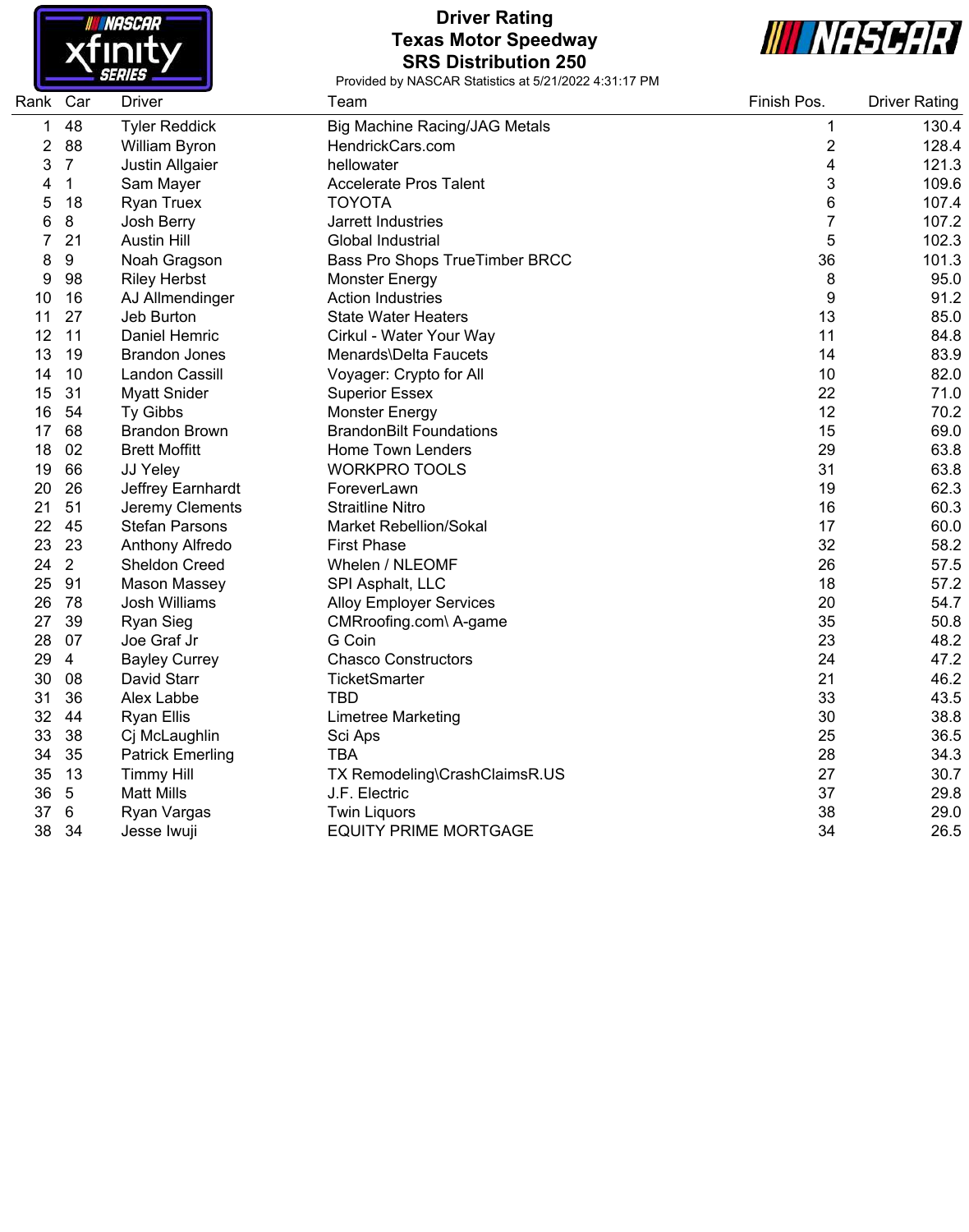# Driver Rating
## Texas Motor Speedway
## SRS Distribution 250

Provided by NASCAR Statistics at 5/21/2022 4:31:17 PM

| Rank | Car | Driver | Team | Finish Pos. | Driver Rating |
|---|---|---|---|---|---|
| 1 | 48 | Tyler Reddick | Big Machine Racing/JAG Metals | 1 | 130.4 |
| 2 | 88 | William Byron | HendrickCars.com | 2 | 128.4 |
| 3 | 7 | Justin Allgaier | hellowater | 4 | 121.3 |
| 4 | 1 | Sam Mayer | Accelerate Pros Talent | 3 | 109.6 |
| 5 | 18 | Ryan Truex | TOYOTA | 6 | 107.4 |
| 6 | 8 | Josh Berry | Jarrett Industries | 7 | 107.2 |
| 7 | 21 | Austin Hill | Global Industrial | 5 | 102.3 |
| 8 | 9 | Noah Gragson | Bass Pro Shops TrueTimber BRCC | 36 | 101.3 |
| 9 | 98 | Riley Herbst | Monster Energy | 8 | 95.0 |
| 10 | 16 | AJ Allmendinger | Action Industries | 9 | 91.2 |
| 11 | 27 | Jeb Burton | State Water Heaters | 13 | 85.0 |
| 12 | 11 | Daniel Hemric | Cirkul - Water Your Way | 11 | 84.8 |
| 13 | 19 | Brandon Jones | Menards\Delta Faucets | 14 | 83.9 |
| 14 | 10 | Landon Cassill | Voyager: Crypto for All | 10 | 82.0 |
| 15 | 31 | Myatt Snider | Superior Essex | 22 | 71.0 |
| 16 | 54 | Ty Gibbs | Monster Energy | 12 | 70.2 |
| 17 | 68 | Brandon Brown | BrandonBilt Foundations | 15 | 69.0 |
| 18 | 02 | Brett Moffitt | Home Town Lenders | 29 | 63.8 |
| 19 | 66 | JJ Yeley | WORKPRO TOOLS | 31 | 63.8 |
| 20 | 26 | Jeffrey Earnhardt | ForeverLawn | 19 | 62.3 |
| 21 | 51 | Jeremy Clements | Straitline Nitro | 16 | 60.3 |
| 22 | 45 | Stefan Parsons | Market Rebellion/Sokal | 17 | 60.0 |
| 23 | 23 | Anthony Alfredo | First Phase | 32 | 58.2 |
| 24 | 2 | Sheldon Creed | Whelen / NLEOMF | 26 | 57.5 |
| 25 | 91 | Mason Massey | SPI Asphalt, LLC | 18 | 57.2 |
| 26 | 78 | Josh Williams | Alloy Employer Services | 20 | 54.7 |
| 27 | 39 | Ryan Sieg | CMRroofing.com\ A-game | 35 | 50.8 |
| 28 | 07 | Joe Graf Jr | G Coin | 23 | 48.2 |
| 29 | 4 | Bayley Currey | Chasco Constructors | 24 | 47.2 |
| 30 | 08 | David Starr | TicketSmarter | 21 | 46.2 |
| 31 | 36 | Alex Labbe | TBD | 33 | 43.5 |
| 32 | 44 | Ryan Ellis | Limetree Marketing | 30 | 38.8 |
| 33 | 38 | Cj McLaughlin | Sci Aps | 25 | 36.5 |
| 34 | 35 | Patrick Emerling | TBA | 28 | 34.3 |
| 35 | 13 | Timmy Hill | TX Remodeling\CrashClaimsR.US | 27 | 30.7 |
| 36 | 5 | Matt Mills | J.F. Electric | 37 | 29.8 |
| 37 | 6 | Ryan Vargas | Twin Liquors | 38 | 29.0 |
| 38 | 34 | Jesse Iwuji | EQUITY PRIME MORTGAGE | 34 | 26.5 |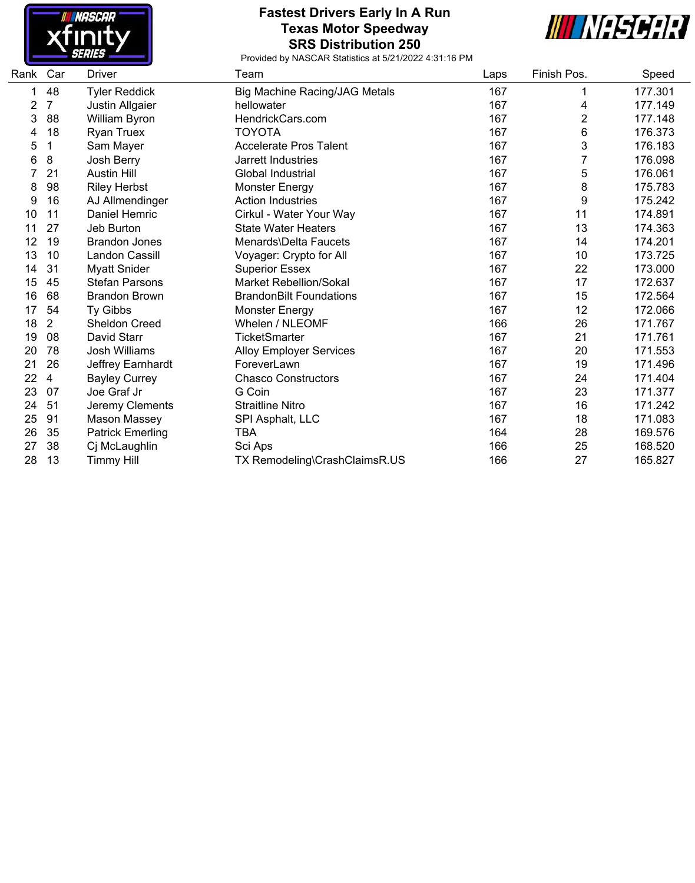# Fastest Drivers Early In A Run
## Texas Motor Speedway
## SRS Distribution 250

Provided by NASCAR Statistics at 5/21/2022 4:31:16 PM

| Rank | Car | Driver | Team | Laps | Finish Pos. | Speed |
|---|---|---|---|---|---|---|
| 1 | 48 | Tyler Reddick | Big Machine Racing/JAG Metals | 167 | 1 | 177.301 |
| 2 | 7 | Justin Allgaier | hellowater | 167 | 4 | 177.149 |
| 3 | 88 | William Byron | HendrickCars.com | 167 | 2 | 177.148 |
| 4 | 18 | Ryan Truex | TOYOTA | 167 | 6 | 176.373 |
| 5 | 1 | Sam Mayer | Accelerate Pros Talent | 167 | 3 | 176.183 |
| 6 | 8 | Josh Berry | Jarrett Industries | 167 | 7 | 176.098 |
| 7 | 21 | Austin Hill | Global Industrial | 167 | 5 | 176.061 |
| 8 | 98 | Riley Herbst | Monster Energy | 167 | 8 | 175.783 |
| 9 | 16 | AJ Allmendinger | Action Industries | 167 | 9 | 175.242 |
| 10 | 11 | Daniel Hemric | Cirkul - Water Your Way | 167 | 11 | 174.891 |
| 11 | 27 | Jeb Burton | State Water Heaters | 167 | 13 | 174.363 |
| 12 | 19 | Brandon Jones | Menards\Delta Faucets | 167 | 14 | 174.201 |
| 13 | 10 | Landon Cassill | Voyager: Crypto for All | 167 | 10 | 173.725 |
| 14 | 31 | Myatt Snider | Superior Essex | 167 | 22 | 173.000 |
| 15 | 45 | Stefan Parsons | Market Rebellion/Sokal | 167 | 17 | 172.637 |
| 16 | 68 | Brandon Brown | BrandonBilt Foundations | 167 | 15 | 172.564 |
| 17 | 54 | Ty Gibbs | Monster Energy | 167 | 12 | 172.066 |
| 18 | 2 | Sheldon Creed | Whelen / NLEOMF | 166 | 26 | 171.767 |
| 19 | 08 | David Starr | TicketSmarter | 167 | 21 | 171.761 |
| 20 | 78 | Josh Williams | Alloy Employer Services | 167 | 20 | 171.553 |
| 21 | 26 | Jeffrey Earnhardt | ForeverLawn | 167 | 19 | 171.496 |
| 22 | 4 | Bayley Currey | Chasco Constructors | 167 | 24 | 171.404 |
| 23 | 07 | Joe Graf Jr | G Coin | 167 | 23 | 171.377 |
| 24 | 51 | Jeremy Clements | Straitline Nitro | 167 | 16 | 171.242 |
| 25 | 91 | Mason Massey | SPI Asphalt, LLC | 167 | 18 | 171.083 |
| 26 | 35 | Patrick Emerling | TBA | 164 | 28 | 169.576 |
| 27 | 38 | Cj McLaughlin | Sci Aps | 166 | 25 | 168.520 |
| 28 | 13 | Timmy Hill | TX Remodeling\CrashClaimsR.US | 166 | 27 | 165.827 |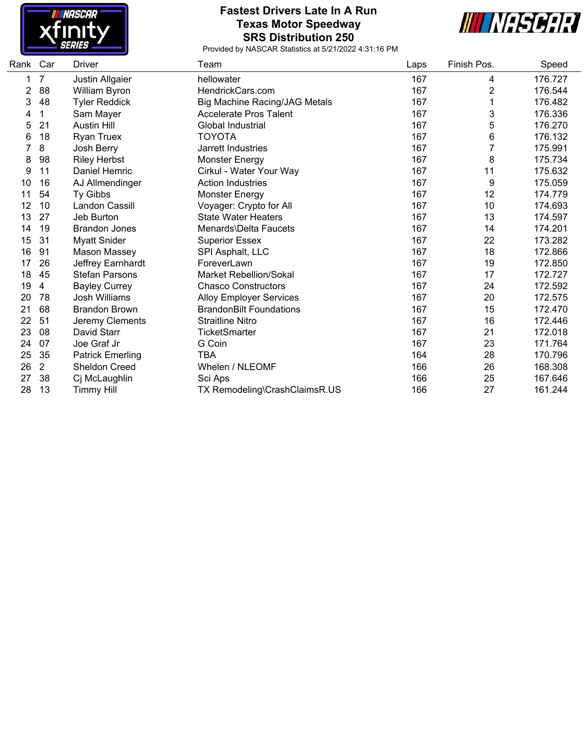# Fastest Drivers Late In A Run
## Texas Motor Speedway
## SRS Distribution 250

Provided by NASCAR Statistics at 5/21/2022 4:31:16 PM

| Rank | Car | Driver | Team | Laps | Finish Pos. | Speed |
|---|---|---|---|---|---|---|
| 1 | 7 | Justin Allgaier | hellowater | 167 | 4 | 176.727 |
| 2 | 88 | William Byron | HendrickCars.com | 167 | 2 | 176.544 |
| 3 | 48 | Tyler Reddick | Big Machine Racing/JAG Metals | 167 | 1 | 176.482 |
| 4 | 1 | Sam Mayer | Accelerate Pros Talent | 167 | 3 | 176.336 |
| 5 | 21 | Austin Hill | Global Industrial | 167 | 5 | 176.270 |
| 6 | 18 | Ryan Truex | TOYOTA | 167 | 6 | 176.132 |
| 7 | 8 | Josh Berry | Jarrett Industries | 167 | 7 | 175.991 |
| 8 | 98 | Riley Herbst | Monster Energy | 167 | 8 | 175.734 |
| 9 | 11 | Daniel Hemric | Cirkul - Water Your Way | 167 | 11 | 175.632 |
| 10 | 16 | AJ Allmendinger | Action Industries | 167 | 9 | 175.059 |
| 11 | 54 | Ty Gibbs | Monster Energy | 167 | 12 | 174.779 |
| 12 | 10 | Landon Cassill | Voyager: Crypto for All | 167 | 10 | 174.693 |
| 13 | 27 | Jeb Burton | State Water Heaters | 167 | 13 | 174.597 |
| 14 | 19 | Brandon Jones | Menards\Delta Faucets | 167 | 14 | 174.201 |
| 15 | 31 | Myatt Snider | Superior Essex | 167 | 22 | 173.282 |
| 16 | 91 | Mason Massey | SPI Asphalt, LLC | 167 | 18 | 172.866 |
| 17 | 26 | Jeffrey Earnhardt | ForeverLawn | 167 | 19 | 172.850 |
| 18 | 45 | Stefan Parsons | Market Rebellion/Sokal | 167 | 17 | 172.727 |
| 19 | 4 | Bayley Currey | Chasco Constructors | 167 | 24 | 172.592 |
| 20 | 78 | Josh Williams | Alloy Employer Services | 167 | 20 | 172.575 |
| 21 | 68 | Brandon Brown | BrandonBilt Foundations | 167 | 15 | 172.470 |
| 22 | 51 | Jeremy Clements | Straitline Nitro | 167 | 16 | 172.446 |
| 23 | 08 | David Starr | TicketSmarter | 167 | 21 | 172.018 |
| 24 | 07 | Joe Graf Jr | G Coin | 167 | 23 | 171.764 |
| 25 | 35 | Patrick Emerling | TBA | 164 | 28 | 170.796 |
| 26 | 2 | Sheldon Creed | Whelen / NLEOMF | 166 | 26 | 168.308 |
| 27 | 38 | Cj McLaughlin | Sci Aps | 166 | 25 | 167.646 |
| 28 | 13 | Timmy Hill | TX Remodeling\CrashClaimsR.US | 166 | 27 | 161.244 |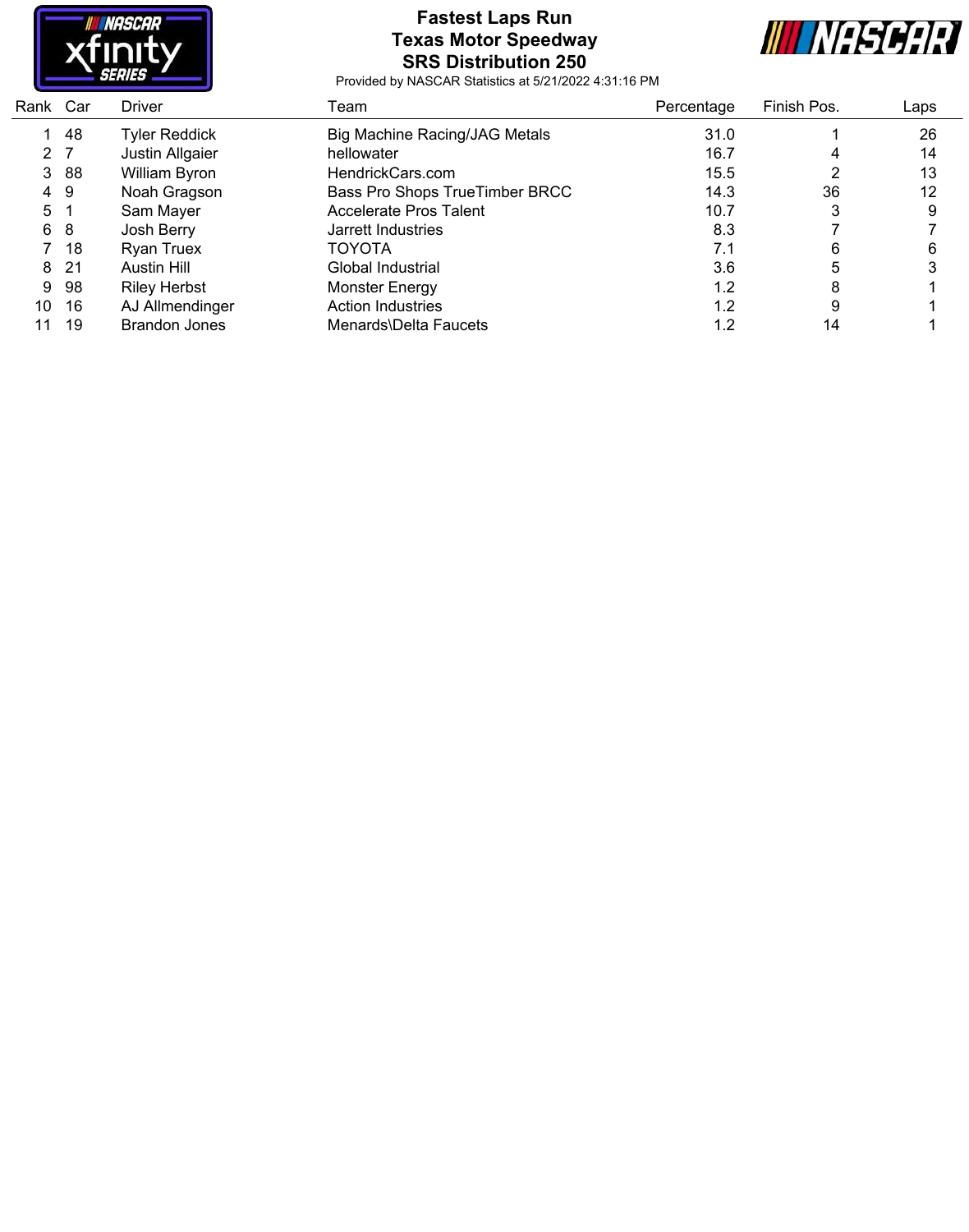# Fastest Laps Run
## Texas Motor Speedway
## SRS Distribution 250

Provided by NASCAR Statistics at 5/21/2022 4:31:16 PM

| Rank | Car | Driver | Team | Percentage | Finish Pos. | Laps |
|---|---|---|---|---|---|---|
| 1 | 48 | Tyler Reddick | Big Machine Racing/JAG Metals | 31.0 | 1 | 26 |
| 2 | 7 | Justin Allgaier | hellowater | 16.7 | 4 | 14 |
| 3 | 88 | William Byron | HendrickCars.com | 15.5 | 2 | 13 |
| 4 | 9 | Noah Gragson | Bass Pro Shops TrueTimber BRCC | 14.3 | 36 | 12 |
| 5 | 1 | Sam Mayer | Accelerate Pros Talent | 10.7 | 3 | 9 |
| 6 | 8 | Josh Berry | Jarrett Industries | 8.3 | 7 | 7 |
| 7 | 18 | Ryan Truex | TOYOTA | 7.1 | 6 | 6 |
| 8 | 21 | Austin Hill | Global Industrial | 3.6 | 5 | 3 |
| 9 | 98 | Riley Herbst | Monster Energy | 1.2 | 8 | 1 |
| 10 | 16 | AJ Allmendinger | Action Industries | 1.2 | 9 | 1 |
| 11 | 19 | Brandon Jones | Menards\Delta Faucets | 1.2 | 14 | 1 |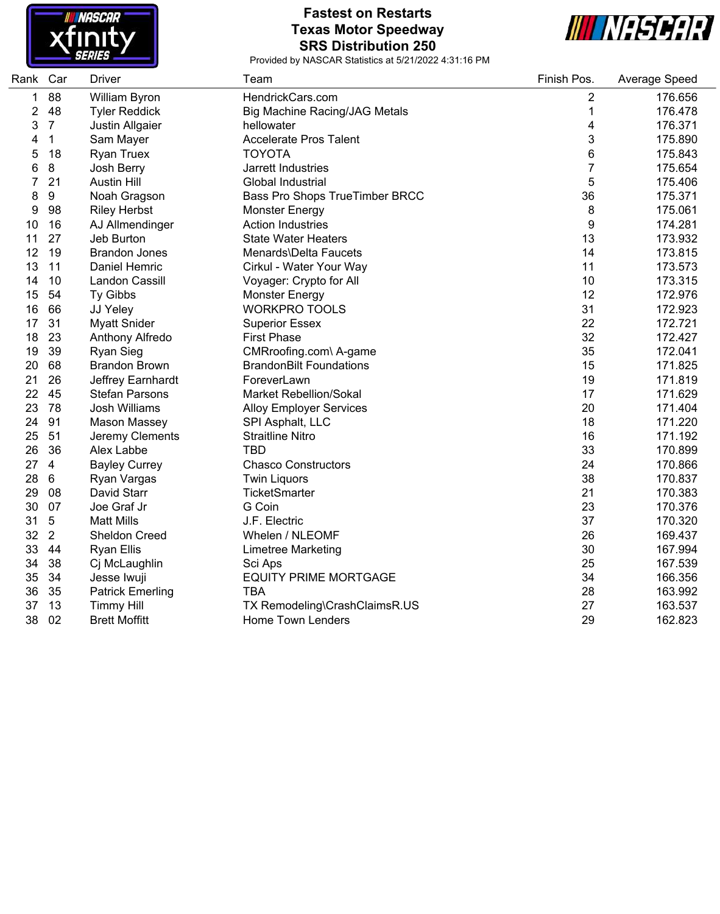# Fastest on Restarts
## Texas Motor Speedway
## SRS Distribution 250

Provided by NASCAR Statistics at 5/21/2022 4:31:16 PM

| Rank | Car | Driver | Team | Finish Pos. | Average Speed |
|---|---|---|---|---|---|
| 1 | 88 | William Byron | HendrickCars.com | 2 | 176.656 |
| 2 | 48 | Tyler Reddick | Big Machine Racing/JAG Metals | 1 | 176.478 |
| 3 | 7 | Justin Allgaier | hellowater | 4 | 176.371 |
| 4 | 1 | Sam Mayer | Accelerate Pros Talent | 3 | 175.890 |
| 5 | 18 | Ryan Truex | TOYOTA | 6 | 175.843 |
| 6 | 8 | Josh Berry | Jarrett Industries | 7 | 175.654 |
| 7 | 21 | Austin Hill | Global Industrial | 5 | 175.406 |
| 8 | 9 | Noah Gragson | Bass Pro Shops TrueTimber BRCC | 36 | 175.371 |
| 9 | 98 | Riley Herbst | Monster Energy | 8 | 175.061 |
| 10 | 16 | AJ Allmendinger | Action Industries | 9 | 174.281 |
| 11 | 27 | Jeb Burton | State Water Heaters | 13 | 173.932 |
| 12 | 19 | Brandon Jones | Menards\Delta Faucets | 14 | 173.815 |
| 13 | 11 | Daniel Hemric | Cirkul - Water Your Way | 11 | 173.573 |
| 14 | 10 | Landon Cassill | Voyager: Crypto for All | 10 | 173.315 |
| 15 | 54 | Ty Gibbs | Monster Energy | 12 | 172.976 |
| 16 | 66 | JJ Yeley | WORKPRO TOOLS | 31 | 172.923 |
| 17 | 31 | Myatt Snider | Superior Essex | 22 | 172.721 |
| 18 | 23 | Anthony Alfredo | First Phase | 32 | 172.427 |
| 19 | 39 | Ryan Sieg | CMRroofing.com\ A-game | 35 | 172.041 |
| 20 | 68 | Brandon Brown | BrandonBilt Foundations | 15 | 171.825 |
| 21 | 26 | Jeffrey Earnhardt | ForeverLawn | 19 | 171.819 |
| 22 | 45 | Stefan Parsons | Market Rebellion/Sokal | 17 | 171.629 |
| 23 | 78 | Josh Williams | Alloy Employer Services | 20 | 171.404 |
| 24 | 91 | Mason Massey | SPI Asphalt, LLC | 18 | 171.220 |
| 25 | 51 | Jeremy Clements | Straitline Nitro | 16 | 171.192 |
| 26 | 36 | Alex Labbe | TBD | 33 | 170.899 |
| 27 | 4 | Bayley Currey | Chasco Constructors | 24 | 170.866 |
| 28 | 6 | Ryan Vargas | Twin Liquors | 38 | 170.837 |
| 29 | 08 | David Starr | TicketSmarter | 21 | 170.383 |
| 30 | 07 | Joe Graf Jr | G Coin | 23 | 170.376 |
| 31 | 5 | Matt Mills | J.F. Electric | 37 | 170.320 |
| 32 | 2 | Sheldon Creed | Whelen / NLEOMF | 26 | 169.437 |
| 33 | 44 | Ryan Ellis | Limetree Marketing | 30 | 167.994 |
| 34 | 38 | Cj McLaughlin | Sci Aps | 25 | 167.539 |
| 35 | 34 | Jesse Iwuji | EQUITY PRIME MORTGAGE | 34 | 166.356 |
| 36 | 35 | Patrick Emerling | TBA | 28 | 163.992 |
| 37 | 13 | Timmy Hill | TX Remodeling\CrashClaimsR.US | 27 | 163.537 |
| 38 | 02 | Brett Moffitt | Home Town Lenders | 29 | 162.823 |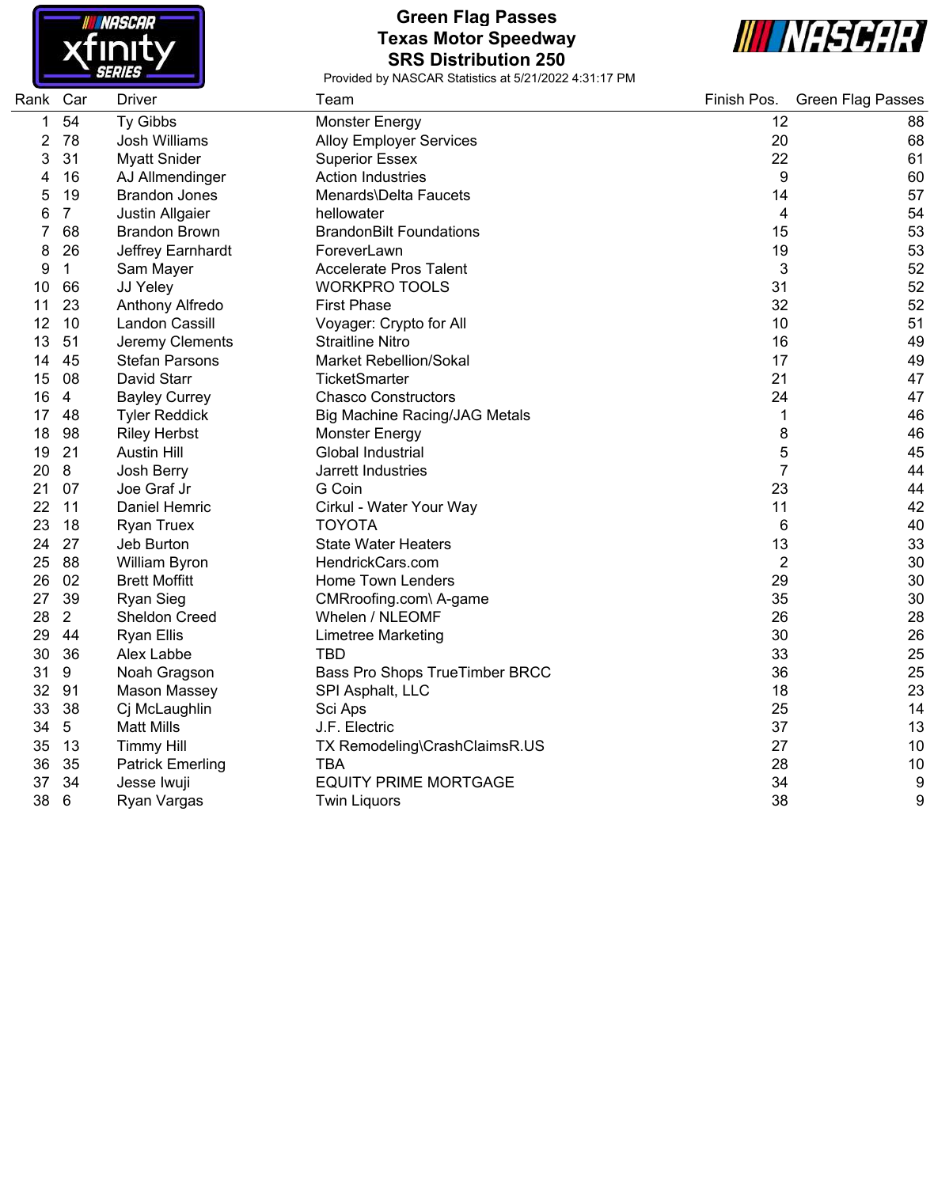# Green Flag Passes
## Texas Motor Speedway
## SRS Distribution 250

Provided by NASCAR Statistics at 5/21/2022 4:31:17 PM

| Rank | Car | Driver | Team | Finish Pos. | Green Flag Passes |
|---|---|---|---|---|---|
| 1 | 54 | Ty Gibbs | Monster Energy | 12 | 88 |
| 2 | 78 | Josh Williams | Alloy Employer Services | 20 | 68 |
| 3 | 31 | Myatt Snider | Superior Essex | 22 | 61 |
| 4 | 16 | AJ Allmendinger | Action Industries | 9 | 60 |
| 5 | 19 | Brandon Jones | Menards\Delta Faucets | 14 | 57 |
| 6 | 7 | Justin Allgaier | hellowater | 4 | 54 |
| 7 | 68 | Brandon Brown | BrandonBilt Foundations | 15 | 53 |
| 8 | 26 | Jeffrey Earnhardt | ForeverLawn | 19 | 53 |
| 9 | 1 | Sam Mayer | Accelerate Pros Talent | 3 | 52 |
| 10 | 66 | JJ Yeley | WORKPRO TOOLS | 31 | 52 |
| 11 | 23 | Anthony Alfredo | First Phase | 32 | 52 |
| 12 | 10 | Landon Cassill | Voyager: Crypto for All | 10 | 51 |
| 13 | 51 | Jeremy Clements | Straitline Nitro | 16 | 49 |
| 14 | 45 | Stefan Parsons | Market Rebellion/Sokal | 17 | 49 |
| 15 | 08 | David Starr | TicketSmarter | 21 | 47 |
| 16 | 4 | Bayley Currey | Chasco Constructors | 24 | 47 |
| 17 | 48 | Tyler Reddick | Big Machine Racing/JAG Metals | 1 | 46 |
| 18 | 98 | Riley Herbst | Monster Energy | 8 | 46 |
| 19 | 21 | Austin Hill | Global Industrial | 5 | 45 |
| 20 | 8 | Josh Berry | Jarrett Industries | 7 | 44 |
| 21 | 07 | Joe Graf Jr | G Coin | 23 | 44 |
| 22 | 11 | Daniel Hemric | Cirkul - Water Your Way | 11 | 42 |
| 23 | 18 | Ryan Truex | TOYOTA | 6 | 40 |
| 24 | 27 | Jeb Burton | State Water Heaters | 13 | 33 |
| 25 | 88 | William Byron | HendrickCars.com | 2 | 30 |
| 26 | 02 | Brett Moffitt | Home Town Lenders | 29 | 30 |
| 27 | 39 | Ryan Sieg | CMRroofing.com\ A-game | 35 | 30 |
| 28 | 2 | Sheldon Creed | Whelen / NLEOMF | 26 | 28 |
| 29 | 44 | Ryan Ellis | Limetree Marketing | 30 | 26 |
| 30 | 36 | Alex Labbe | TBD | 33 | 25 |
| 31 | 9 | Noah Gragson | Bass Pro Shops TrueTimber BRCC | 36 | 25 |
| 32 | 91 | Mason Massey | SPI Asphalt, LLC | 18 | 23 |
| 33 | 38 | Cj McLaughlin | Sci Aps | 25 | 14 |
| 34 | 5 | Matt Mills | J.F. Electric | 37 | 13 |
| 35 | 13 | Timmy Hill | TX Remodeling\CrashClaimsR.US | 27 | 10 |
| 36 | 35 | Patrick Emerling | TBA | 28 | 10 |
| 37 | 34 | Jesse Iwuji | EQUITY PRIME MORTGAGE | 34 | 9 |
| 38 | 6 | Ryan Vargas | Twin Liquors | 38 | 9 |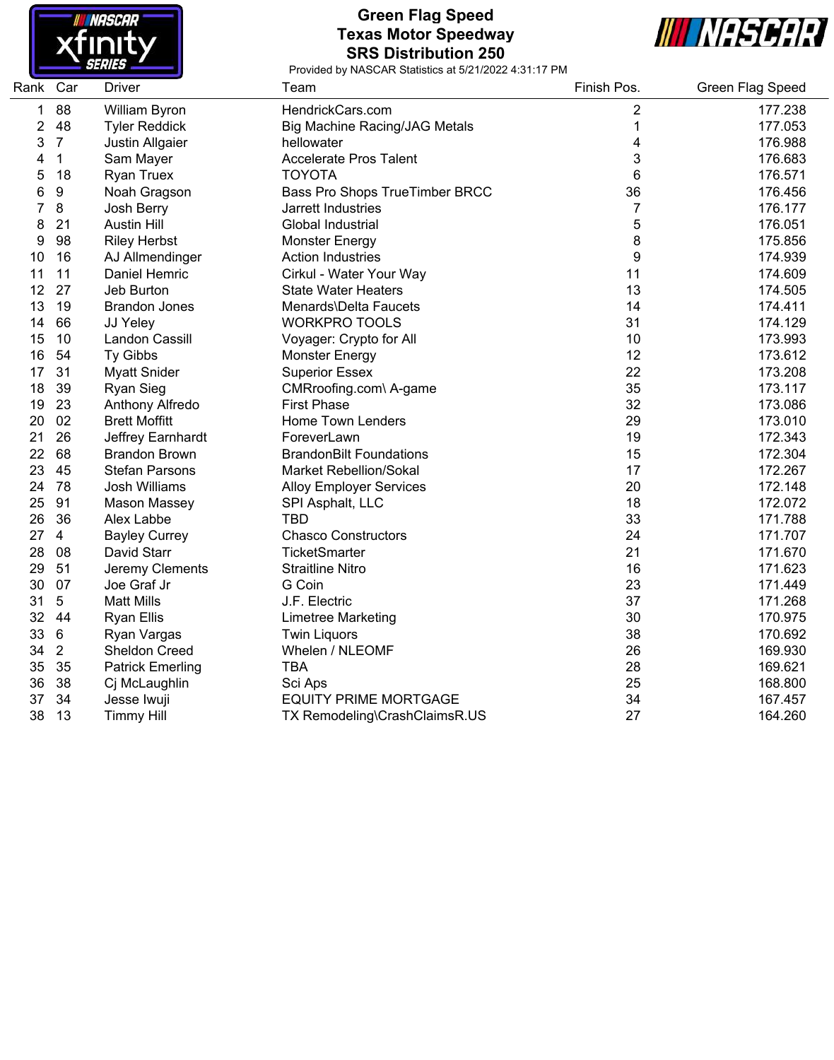# Green Flag Speed
## Texas Motor Speedway
## SRS Distribution 250

Provided by NASCAR Statistics at 5/21/2022 4:31:17 PM

| Rank | Car | Driver | Team | Finish Pos. | Green Flag Speed |
|---|---|---|---|---|---|
| 1 | 88 | William Byron | HendrickCars.com | 2 | 177.238 |
| 2 | 48 | Tyler Reddick | Big Machine Racing/JAG Metals | 1 | 177.053 |
| 3 | 7 | Justin Allgaier | hellowater | 4 | 176.988 |
| 4 | 1 | Sam Mayer | Accelerate Pros Talent | 3 | 176.683 |
| 5 | 18 | Ryan Truex | TOYOTA | 6 | 176.571 |
| 6 | 9 | Noah Gragson | Bass Pro Shops TrueTimber BRCC | 36 | 176.456 |
| 7 | 8 | Josh Berry | Jarrett Industries | 7 | 176.177 |
| 8 | 21 | Austin Hill | Global Industrial | 5 | 176.051 |
| 9 | 98 | Riley Herbst | Monster Energy | 8 | 175.856 |
| 10 | 16 | AJ Allmendinger | Action Industries | 9 | 174.939 |
| 11 | 11 | Daniel Hemric | Cirkul - Water Your Way | 11 | 174.609 |
| 12 | 27 | Jeb Burton | State Water Heaters | 13 | 174.505 |
| 13 | 19 | Brandon Jones | Menards\Delta Faucets | 14 | 174.411 |
| 14 | 66 | JJ Yeley | WORKPRO TOOLS | 31 | 174.129 |
| 15 | 10 | Landon Cassill | Voyager: Crypto for All | 10 | 173.993 |
| 16 | 54 | Ty Gibbs | Monster Energy | 12 | 173.612 |
| 17 | 31 | Myatt Snider | Superior Essex | 22 | 173.208 |
| 18 | 39 | Ryan Sieg | CMRroofing.com\ A-game | 35 | 173.117 |
| 19 | 23 | Anthony Alfredo | First Phase | 32 | 173.086 |
| 20 | 02 | Brett Moffitt | Home Town Lenders | 29 | 173.010 |
| 21 | 26 | Jeffrey Earnhardt | ForeverLawn | 19 | 172.343 |
| 22 | 68 | Brandon Brown | BrandonBilt Foundations | 15 | 172.304 |
| 23 | 45 | Stefan Parsons | Market Rebellion/Sokal | 17 | 172.267 |
| 24 | 78 | Josh Williams | Alloy Employer Services | 20 | 172.148 |
| 25 | 91 | Mason Massey | SPI Asphalt, LLC | 18 | 172.072 |
| 26 | 36 | Alex Labbe | TBD | 33 | 171.788 |
| 27 | 4 | Bayley Currey | Chasco Constructors | 24 | 171.707 |
| 28 | 08 | David Starr | TicketSmarter | 21 | 171.670 |
| 29 | 51 | Jeremy Clements | Straitline Nitro | 16 | 171.623 |
| 30 | 07 | Joe Graf Jr | G Coin | 23 | 171.449 |
| 31 | 5 | Matt Mills | J.F. Electric | 37 | 171.268 |
| 32 | 44 | Ryan Ellis | Limetree Marketing | 30 | 170.975 |
| 33 | 6 | Ryan Vargas | Twin Liquors | 38 | 170.692 |
| 34 | 2 | Sheldon Creed | Whelen / NLEOMF | 26 | 169.930 |
| 35 | 35 | Patrick Emerling | TBA | 28 | 169.621 |
| 36 | 38 | Cj McLaughlin | Sci Aps | 25 | 168.800 |
| 37 | 34 | Jesse Iwuji | EQUITY PRIME MORTGAGE | 34 | 167.457 |
| 38 | 13 | Timmy Hill | TX Remodeling\CrashClaimsR.US | 27 | 164.260 |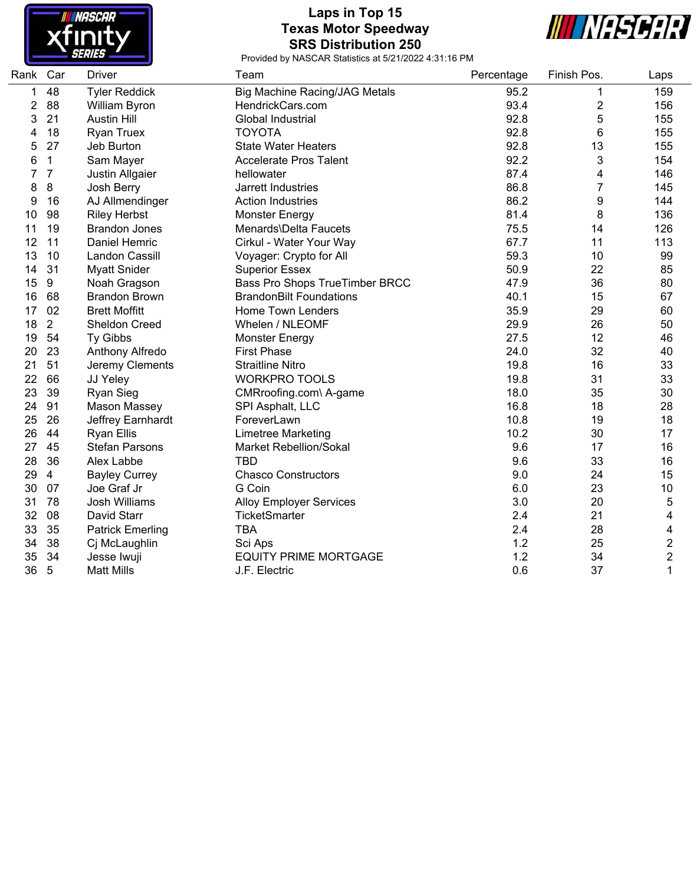# Laps in Top 15
## Texas Motor Speedway
## SRS Distribution 250

Provided by NASCAR Statistics at 5/21/2022 4:31:16 PM

| Rank | Car | Driver | Team | Percentage | Finish Pos. | Laps |
|---|---|---|---|---|---|---|
| 1 | 48 | Tyler Reddick | Big Machine Racing/JAG Metals | 95.2 | 1 | 159 |
| 2 | 88 | William Byron | HendrickCars.com | 93.4 | 2 | 156 |
| 3 | 21 | Austin Hill | Global Industrial | 92.8 | 5 | 155 |
| 4 | 18 | Ryan Truex | TOYOTA | 92.8 | 6 | 155 |
| 5 | 27 | Jeb Burton | State Water Heaters | 92.8 | 13 | 155 |
| 6 | 1 | Sam Mayer | Accelerate Pros Talent | 92.2 | 3 | 154 |
| 7 | 7 | Justin Allgaier | hellowater | 87.4 | 4 | 146 |
| 8 | 8 | Josh Berry | Jarrett Industries | 86.8 | 7 | 145 |
| 9 | 16 | AJ Allmendinger | Action Industries | 86.2 | 9 | 144 |
| 10 | 98 | Riley Herbst | Monster Energy | 81.4 | 8 | 136 |
| 11 | 19 | Brandon Jones | Menards\Delta Faucets | 75.5 | 14 | 126 |
| 12 | 11 | Daniel Hemric | Cirkul - Water Your Way | 67.7 | 11 | 113 |
| 13 | 10 | Landon Cassill | Voyager: Crypto for All | 59.3 | 10 | 99 |
| 14 | 31 | Myatt Snider | Superior Essex | 50.9 | 22 | 85 |
| 15 | 9 | Noah Gragson | Bass Pro Shops TrueTimber BRCC | 47.9 | 36 | 80 |
| 16 | 68 | Brandon Brown | BrandonBilt Foundations | 40.1 | 15 | 67 |
| 17 | 02 | Brett Moffitt | Home Town Lenders | 35.9 | 29 | 60 |
| 18 | 2 | Sheldon Creed | Whelen / NLEOMF | 29.9 | 26 | 50 |
| 19 | 54 | Ty Gibbs | Monster Energy | 27.5 | 12 | 46 |
| 20 | 23 | Anthony Alfredo | First Phase | 24.0 | 32 | 40 |
| 21 | 51 | Jeremy Clements | Straitline Nitro | 19.8 | 16 | 33 |
| 22 | 66 | JJ Yeley | WORKPRO TOOLS | 19.8 | 31 | 33 |
| 23 | 39 | Ryan Sieg | CMRroofing.com\ A-game | 18.0 | 35 | 30 |
| 24 | 91 | Mason Massey | SPI Asphalt, LLC | 16.8 | 18 | 28 |
| 25 | 26 | Jeffrey Earnhardt | ForeverLawn | 10.8 | 19 | 18 |
| 26 | 44 | Ryan Ellis | Limetree Marketing | 10.2 | 30 | 17 |
| 27 | 45 | Stefan Parsons | Market Rebellion/Sokal | 9.6 | 17 | 16 |
| 28 | 36 | Alex Labbe | TBD | 9.6 | 33 | 16 |
| 29 | 4 | Bayley Currey | Chasco Constructors | 9.0 | 24 | 15 |
| 30 | 07 | Joe Graf Jr | G Coin | 6.0 | 23 | 10 |
| 31 | 78 | Josh Williams | Alloy Employer Services | 3.0 | 20 | 5 |
| 32 | 08 | David Starr | TicketSmarter | 2.4 | 21 | 4 |
| 33 | 35 | Patrick Emerling | TBA | 2.4 | 28 | 4 |
| 34 | 38 | Cj McLaughlin | Sci Aps | 1.2 | 25 | 2 |
| 35 | 34 | Jesse Iwuji | EQUITY PRIME MORTGAGE | 1.2 | 34 | 2 |
| 36 | 5 | Matt Mills | J.F. Electric | 0.6 | 37 | 1 |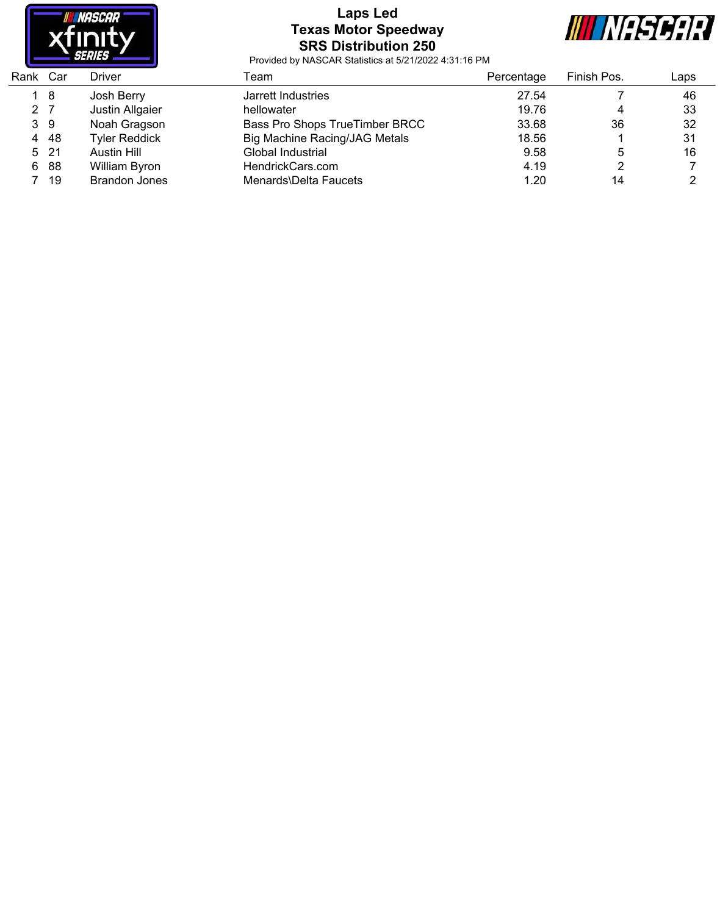# Laps Led
## Texas Motor Speedway
## SRS Distribution 250

Provided by NASCAR Statistics at 5/21/2022 4:31:16 PM

| Rank | Car | Driver | Team | Percentage | Finish Pos. | Laps |
|---|---|---|---|---|---|---|
| 1 | 8 | Josh Berry | Jarrett Industries | 27.54 | 7 | 46 |
| 2 | 7 | Justin Allgaier | hellowater | 19.76 | 4 | 33 |
| 3 | 9 | Noah Gragson | Bass Pro Shops TrueTimber BRCC | 33.68 | 36 | 32 |
| 4 | 48 | Tyler Reddick | Big Machine Racing/JAG Metals | 18.56 | 1 | 31 |
| 5 | 21 | Austin Hill | Global Industrial | 9.58 | 5 | 16 |
| 6 | 88 | William Byron | HendrickCars.com | 4.19 | 2 | 7 |
| 7 | 19 | Brandon Jones | Menards\Delta Faucets | 1.20 | 14 | 2 |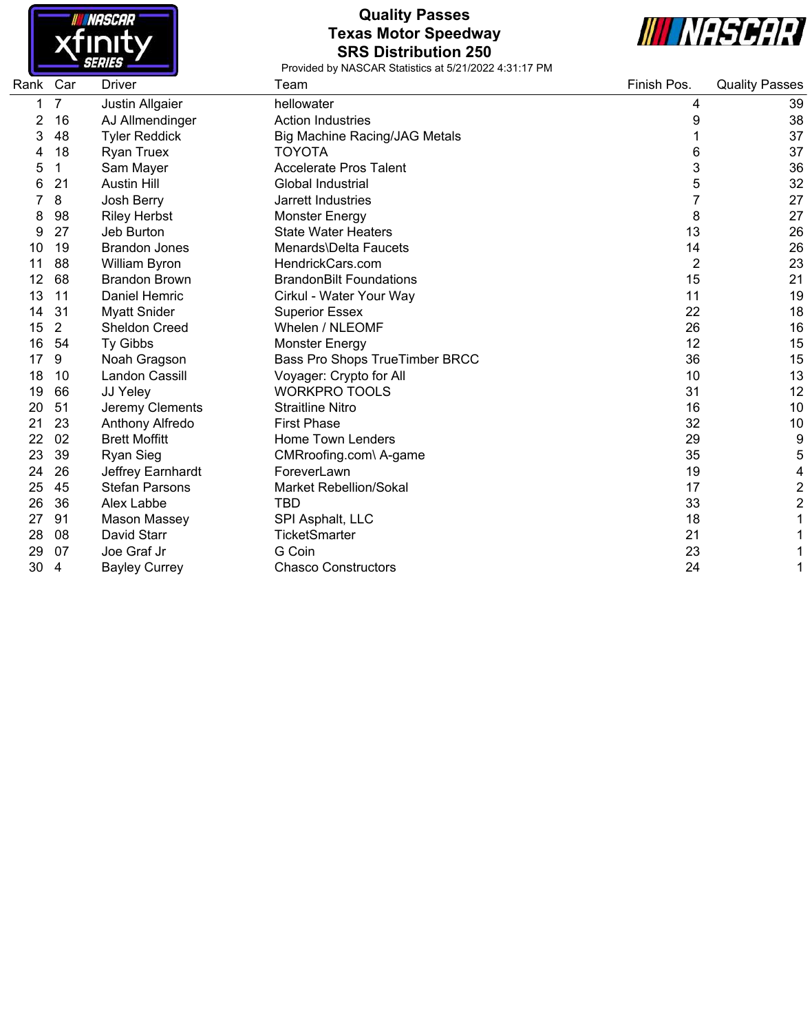# Quality Passes
## Texas Motor Speedway
## SRS Distribution 250

Provided by NASCAR Statistics at 5/21/2022 4:31:17 PM

| Rank | Car | Driver | Team | Finish Pos. | Quality Passes |
|---|---|---|---|---|---|
| 1 | 7 | Justin Allgaier | hellowater | 4 | 39 |
| 2 | 16 | AJ Allmendinger | Action Industries | 9 | 38 |
| 3 | 48 | Tyler Reddick | Big Machine Racing/JAG Metals | 1 | 37 |
| 4 | 18 | Ryan Truex | TOYOTA | 6 | 37 |
| 5 | 1 | Sam Mayer | Accelerate Pros Talent | 3 | 36 |
| 6 | 21 | Austin Hill | Global Industrial | 5 | 32 |
| 7 | 8 | Josh Berry | Jarrett Industries | 7 | 27 |
| 8 | 98 | Riley Herbst | Monster Energy | 8 | 27 |
| 9 | 27 | Jeb Burton | State Water Heaters | 13 | 26 |
| 10 | 19 | Brandon Jones | Menards\Delta Faucets | 14 | 26 |
| 11 | 88 | William Byron | HendrickCars.com | 2 | 23 |
| 12 | 68 | Brandon Brown | BrandonBilt Foundations | 15 | 21 |
| 13 | 11 | Daniel Hemric | Cirkul - Water Your Way | 11 | 19 |
| 14 | 31 | Myatt Snider | Superior Essex | 22 | 18 |
| 15 | 2 | Sheldon Creed | Whelen / NLEOMF | 26 | 16 |
| 16 | 54 | Ty Gibbs | Monster Energy | 12 | 15 |
| 17 | 9 | Noah Gragson | Bass Pro Shops TrueTimber BRCC | 36 | 15 |
| 18 | 10 | Landon Cassill | Voyager: Crypto for All | 10 | 13 |
| 19 | 66 | JJ Yeley | WORKPRO TOOLS | 31 | 12 |
| 20 | 51 | Jeremy Clements | Straitline Nitro | 16 | 10 |
| 21 | 23 | Anthony Alfredo | First Phase | 32 | 10 |
| 22 | 02 | Brett Moffitt | Home Town Lenders | 29 | 9 |
| 23 | 39 | Ryan Sieg | CMRroofing.com\ A-game | 35 | 5 |
| 24 | 26 | Jeffrey Earnhardt | ForeverLawn | 19 | 4 |
| 25 | 45 | Stefan Parsons | Market Rebellion/Sokal | 17 | 2 |
| 26 | 36 | Alex Labbe | TBD | 33 | 2 |
| 27 | 91 | Mason Massey | SPI Asphalt, LLC | 18 | 1 |
| 28 | 08 | David Starr | TicketSmarter | 21 | 1 |
| 29 | 07 | Joe Graf Jr | G Coin | 23 | 1 |
| 30 | 4 | Bayley Currey | Chasco Constructors | 24 | 1 |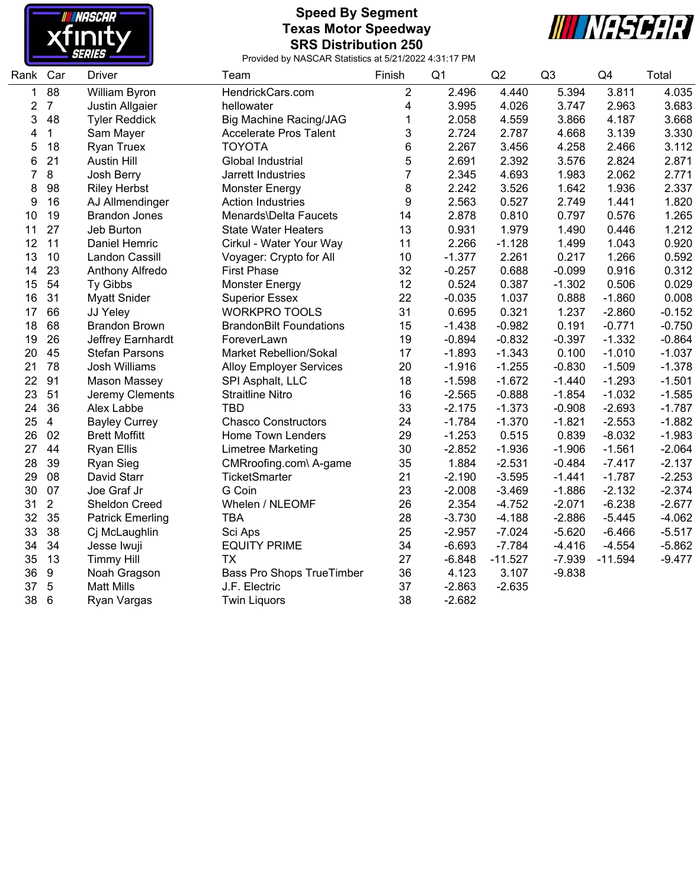# Speed By Segment
## Texas Motor Speedway
## SRS Distribution 250

Provided by NASCAR Statistics at 5/21/2022 4:31:17 PM

| Rank | Car | Driver | Team | Finish | Q1 | Q2 | Q3 | Q4 | Total |
|---|---|---|---|---|---|---|---|---|---|
| 1 | 88 | William Byron | HendrickCars.com | 2 | 2.496 | 4.440 | 5.394 | 3.811 | 4.035 |
| 2 | 7 | Justin Allgaier | hellowater | 4 | 3.995 | 4.026 | 3.747 | 2.963 | 3.683 |
| 3 | 48 | Tyler Reddick | Big Machine Racing/JAG | 1 | 2.058 | 4.559 | 3.866 | 4.187 | 3.668 |
| 4 | 1 | Sam Mayer | Accelerate Pros Talent | 3 | 2.724 | 2.787 | 4.668 | 3.139 | 3.330 |
| 5 | 18 | Ryan Truex | TOYOTA | 6 | 2.267 | 3.456 | 4.258 | 2.466 | 3.112 |
| 6 | 21 | Austin Hill | Global Industrial | 5 | 2.691 | 2.392 | 3.576 | 2.824 | 2.871 |
| 7 | 8 | Josh Berry | Jarrett Industries | 7 | 2.345 | 4.693 | 1.983 | 2.062 | 2.771 |
| 8 | 98 | Riley Herbst | Monster Energy | 8 | 2.242 | 3.526 | 1.642 | 1.936 | 2.337 |
| 9 | 16 | AJ Allmendinger | Action Industries | 9 | 2.563 | 0.527 | 2.749 | 1.441 | 1.820 |
| 10 | 19 | Brandon Jones | Menards\Delta Faucets | 14 | 2.878 | 0.810 | 0.797 | 0.576 | 1.265 |
| 11 | 27 | Jeb Burton | State Water Heaters | 13 | 0.931 | 1.979 | 1.490 | 0.446 | 1.212 |
| 12 | 11 | Daniel Hemric | Cirkul - Water Your Way | 11 | 2.266 | -1.128 | 1.499 | 1.043 | 0.920 |
| 13 | 10 | Landon Cassill | Voyager: Crypto for All | 10 | -1.377 | 2.261 | 0.217 | 1.266 | 0.592 |
| 14 | 23 | Anthony Alfredo | First Phase | 32 | -0.257 | 0.688 | -0.099 | 0.916 | 0.312 |
| 15 | 54 | Ty Gibbs | Monster Energy | 12 | 0.524 | 0.387 | -1.302 | 0.506 | 0.029 |
| 16 | 31 | Myatt Snider | Superior Essex | 22 | -0.035 | 1.037 | 0.888 | -1.860 | 0.008 |
| 17 | 66 | JJ Yeley | WORKPRO TOOLS | 31 | 0.695 | 0.321 | 1.237 | -2.860 | -0.152 |
| 18 | 68 | Brandon Brown | BrandonBilt Foundations | 15 | -1.438 | -0.982 | 0.191 | -0.771 | -0.750 |
| 19 | 26 | Jeffrey Earnhardt | ForeverLawn | 19 | -0.894 | -0.832 | -0.397 | -1.332 | -0.864 |
| 20 | 45 | Stefan Parsons | Market Rebellion/Sokal | 17 | -1.893 | -1.343 | 0.100 | -1.010 | -1.037 |
| 21 | 78 | Josh Williams | Alloy Employer Services | 20 | -1.916 | -1.255 | -0.830 | -1.509 | -1.378 |
| 22 | 91 | Mason Massey | SPI Asphalt, LLC | 18 | -1.598 | -1.672 | -1.440 | -1.293 | -1.501 |
| 23 | 51 | Jeremy Clements | Straitline Nitro | 16 | -2.565 | -0.888 | -1.854 | -1.032 | -1.585 |
| 24 | 36 | Alex Labbe | TBD | 33 | -2.175 | -1.373 | -0.908 | -2.693 | -1.787 |
| 25 | 4 | Bayley Currey | Chasco Constructors | 24 | -1.784 | -1.370 | -1.821 | -2.553 | -1.882 |
| 26 | 02 | Brett Moffitt | Home Town Lenders | 29 | -1.253 | 0.515 | 0.839 | -8.032 | -1.983 |
| 27 | 44 | Ryan Ellis | Limetree Marketing | 30 | -2.852 | -1.936 | -1.906 | -1.561 | -2.064 |
| 28 | 39 | Ryan Sieg | CMRoofing.com\ A-game | 35 | 1.884 | -2.531 | -0.484 | -7.417 | -2.137 |
| 29 | 08 | David Starr | TicketSmarter | 21 | -2.190 | -3.595 | -1.441 | -1.787 | -2.253 |
| 30 | 07 | Joe Graf Jr | G Coin | 23 | -2.008 | -3.469 | -1.886 | -2.132 | -2.374 |
| 31 | 2 | Sheldon Creed | Whelen / NLEOMF | 26 | 2.354 | -4.752 | -2.071 | -6.238 | -2.677 |
| 32 | 35 | Patrick Emerling | TBA | 28 | -3.730 | -4.188 | -2.886 | -5.445 | -4.062 |
| 33 | 38 | Cj McLaughlin | Sci Aps | 25 | -2.957 | -7.024 | -5.620 | -6.466 | -5.517 |
| 34 | 34 | Jesse Iwuji | EQUITY PRIME | 34 | -6.693 | -7.784 | -4.416 | -4.554 | -5.862 |
| 35 | 13 | Timmy Hill | TX | 27 | -6.848 | -11.527 | -7.939 | -11.594 | -9.477 |
| 36 | 9 | Noah Gragson | Bass Pro Shops TrueTimber | 36 | 4.123 | 3.107 | -9.838 | | |
| 37 | 5 | Matt Mills | J.F. Electric | 37 | -2.863 | -2.635 | | | |
| 38 | 6 | Ryan Vargas | Twin Liquors | 38 | -2.682 | | | | |